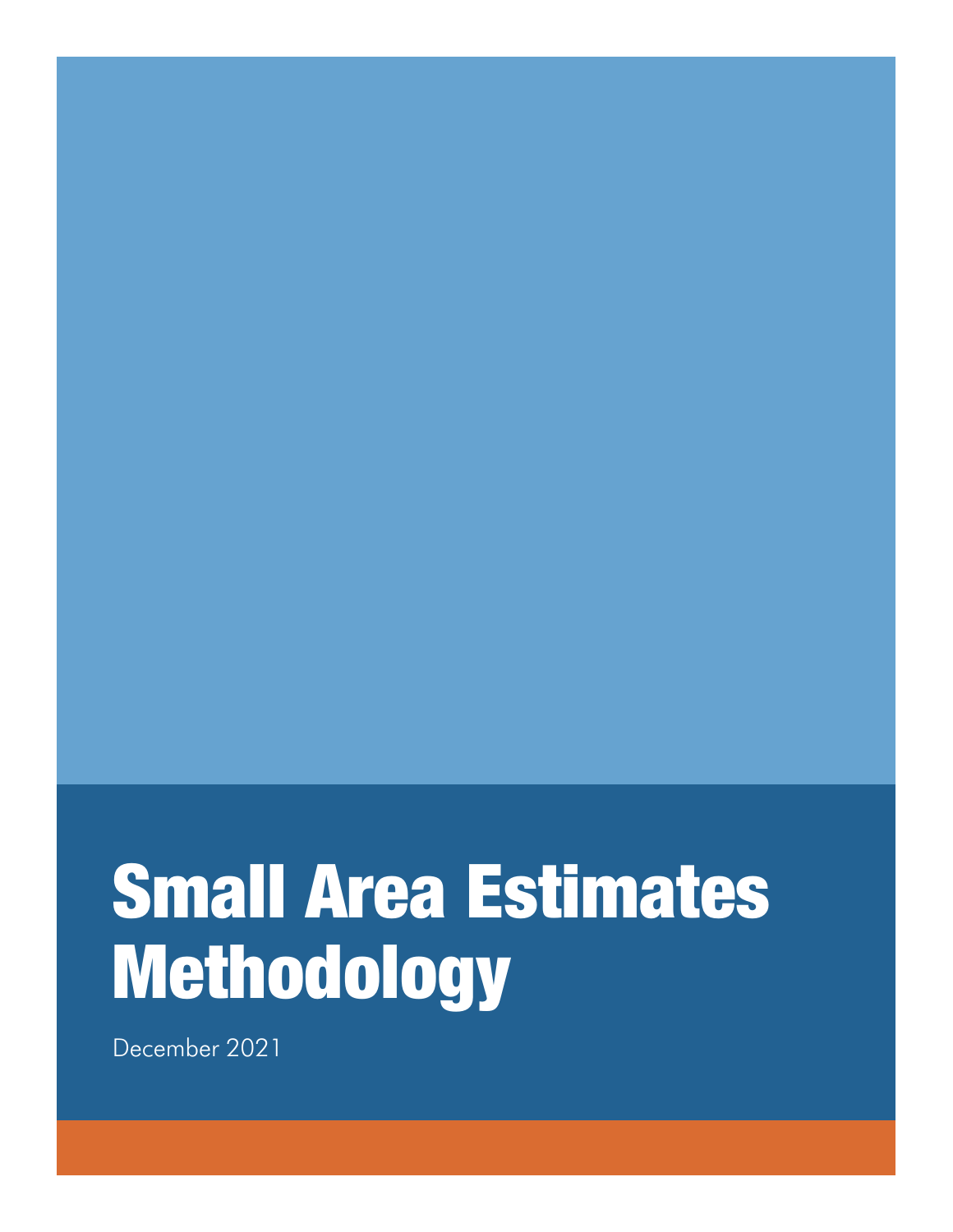# Small Area Estimates Methodology

December 2021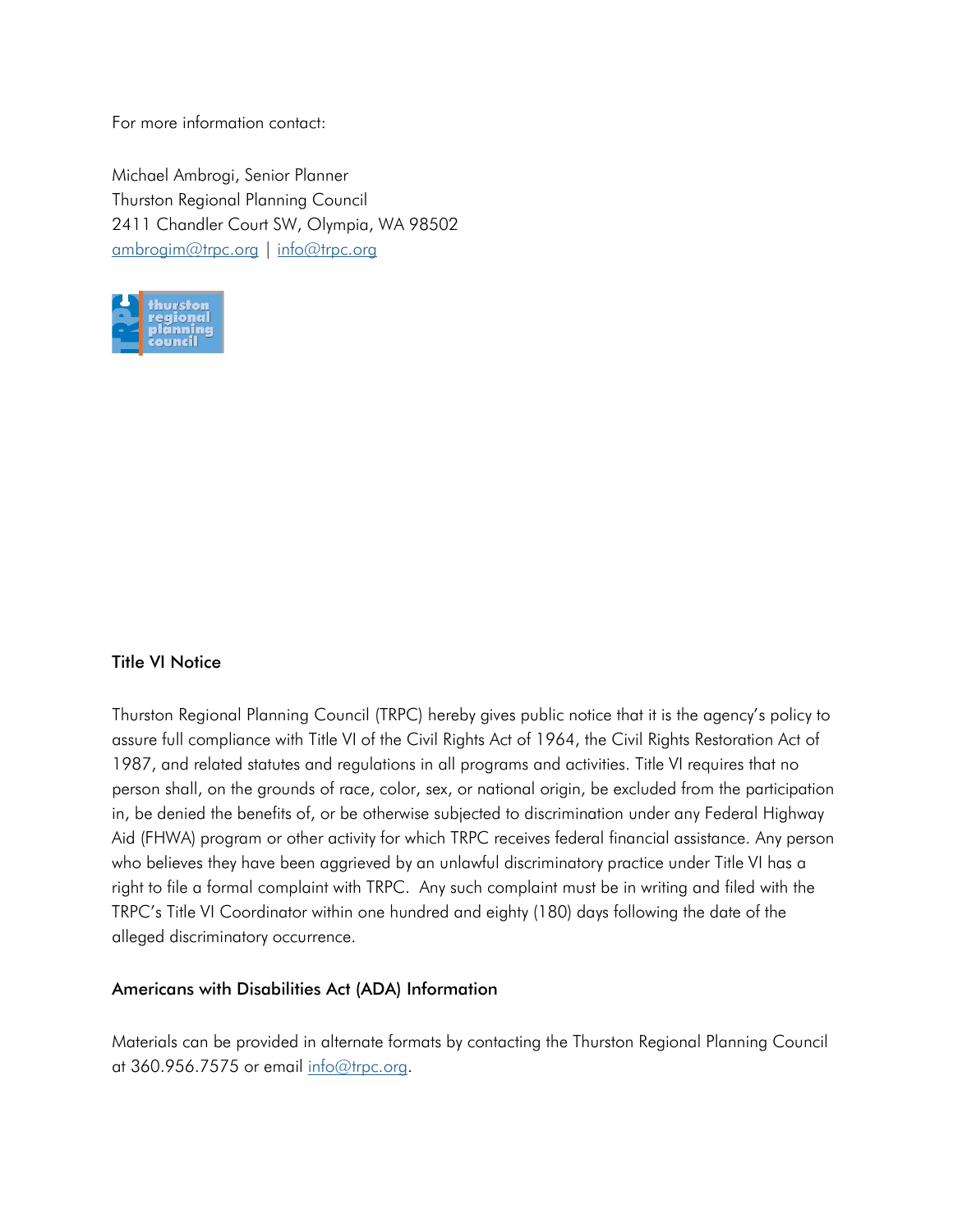For more information contact:

Michael Ambrogi, Senior Planner
Thurston Regional Planning Council
2411 Chandler Court SW, Olympia, WA 98502
ambrogim@trpc.org | info@trpc.org

### Title VI Notice

Thurston Regional Planning Council (TRPC) hereby gives public notice that it is the agency's policy to assure full compliance with Title VI of the Civil Rights Act of 1964, the Civil Rights Restoration Act of 1987, and related statutes and regulations in all programs and activities. Title VI requires that no person shall, on the grounds of race, color, sex, or national origin, be excluded from the participation in, be denied the benefits of, or be otherwise subjected to discrimination under any Federal Highway Aid (FHWA) program or other activity for which TRPC receives federal financial assistance. Any person who believes they have been aggrieved by an unlawful discriminatory practice under Title VI has a right to file a formal complaint with TRPC. Any such complaint must be in writing and filed with the TRPC's Title VI Coordinator within one hundred and eighty (180) days following the date of the alleged discriminatory occurrence.

### Americans with Disabilities Act (ADA) Information

Materials can be provided in alternate formats by contacting the Thurston Regional Planning Council at 360.956.7575 or email info@trpc.org.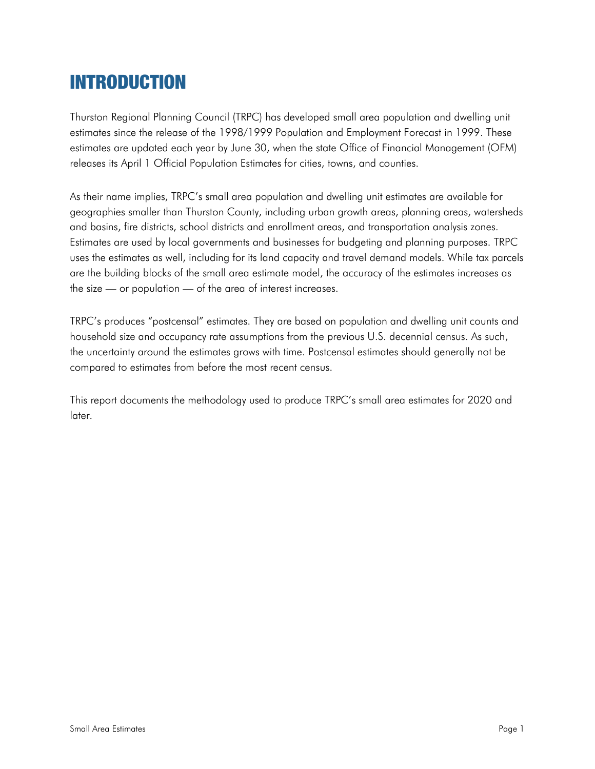# INTRODUCTION

Thurston Regional Planning Council (TRPC) has developed small area population and dwelling unit estimates since the release of the 1998/1999 Population and Employment Forecast in 1999. These estimates are updated each year by June 30, when the state Office of Financial Management (OFM) releases its April 1 Official Population Estimates for cities, towns, and counties.

As their name implies, TRPC's small area population and dwelling unit estimates are available for geographies smaller than Thurston County, including urban growth areas, planning areas, watersheds and basins, fire districts, school districts and enrollment areas, and transportation analysis zones. Estimates are used by local governments and businesses for budgeting and planning purposes. TRPC uses the estimates as well, including for its land capacity and travel demand models. While tax parcels are the building blocks of the small area estimate model, the accuracy of the estimates increases as the size — or population — of the area of interest increases.

TRPC's produces "postcensal" estimates. They are based on population and dwelling unit counts and household size and occupancy rate assumptions from the previous U.S. decennial census. As such, the uncertainty around the estimates grows with time. Postcensal estimates should generally not be compared to estimates from before the most recent census.

This report documents the methodology used to produce TRPC's small area estimates for 2020 and later.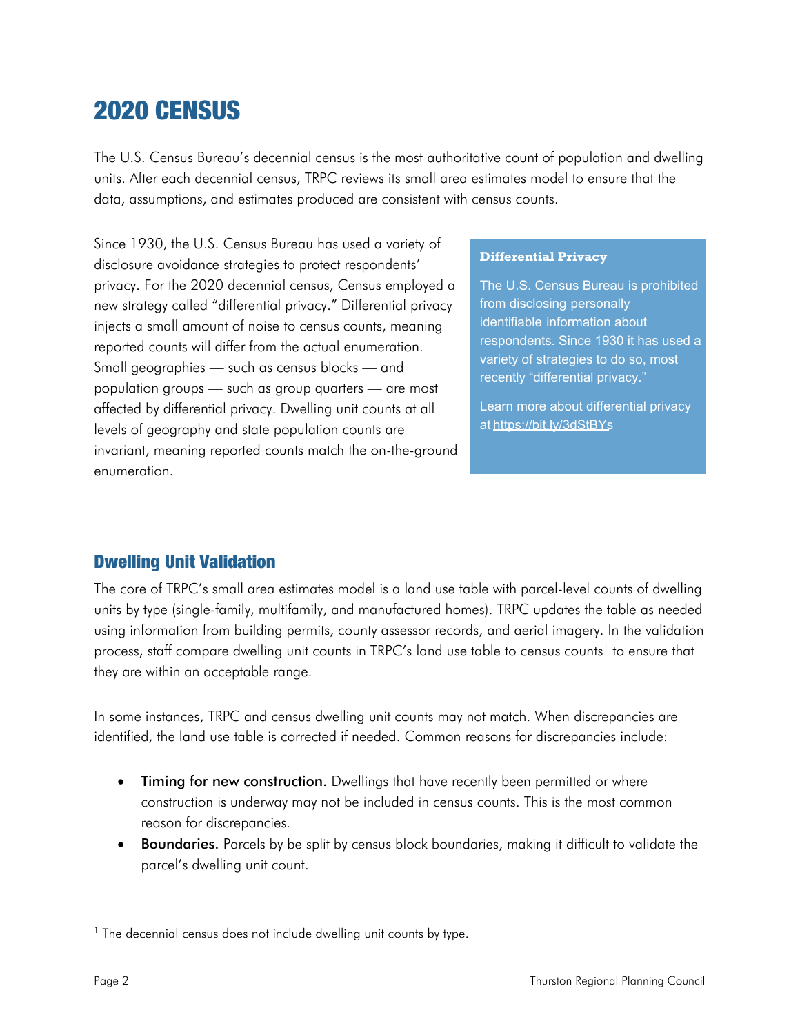# 2020 CENSUS

The U.S. Census Bureau's decennial census is the most authoritative count of population and dwelling units. After each decennial census, TRPC reviews its small area estimates model to ensure that the data, assumptions, and estimates produced are consistent with census counts.

Since 1930, the U.S. Census Bureau has used a variety of disclosure avoidance strategies to protect respondents' privacy. For the 2020 decennial census, Census employed a new strategy called "differential privacy." Differential privacy injects a small amount of noise to census counts, meaning reported counts will differ from the actual enumeration. Small geographies — such as census blocks — and population groups — such as group quarters — are most affected by differential privacy. Dwelling unit counts at all levels of geography and state population counts are invariant, meaning reported counts match the on-the-ground enumeration.

> **Differential Privacy**
>
> The U.S. Census Bureau is prohibited from disclosing personally identifiable information about respondents. Since 1930 it has used a variety of strategies to do so, most recently "differential privacy."
>
> Learn more about differential privacy at https://bit.ly/3dStBYs

## Dwelling Unit Validation

The core of TRPC's small area estimates model is a land use table with parcel-level counts of dwelling units by type (single-family, multifamily, and manufactured homes). TRPC updates the table as needed using information from building permits, county assessor records, and aerial imagery. In the validation process, staff compare dwelling unit counts in TRPC's land use table to census counts[1] to ensure that they are within an acceptable range.

In some instances, TRPC and census dwelling unit counts may not match. When discrepancies are identified, the land use table is corrected if needed. Common reasons for discrepancies include:

- **Timing for new construction.** Dwellings that have recently been permitted or where construction is underway may not be included in census counts. This is the most common reason for discrepancies.
- **Boundaries.** Parcels by be split by census block boundaries, making it difficult to validate the parcel's dwelling unit count.

---

[1] The decennial census does not include dwelling unit counts by type.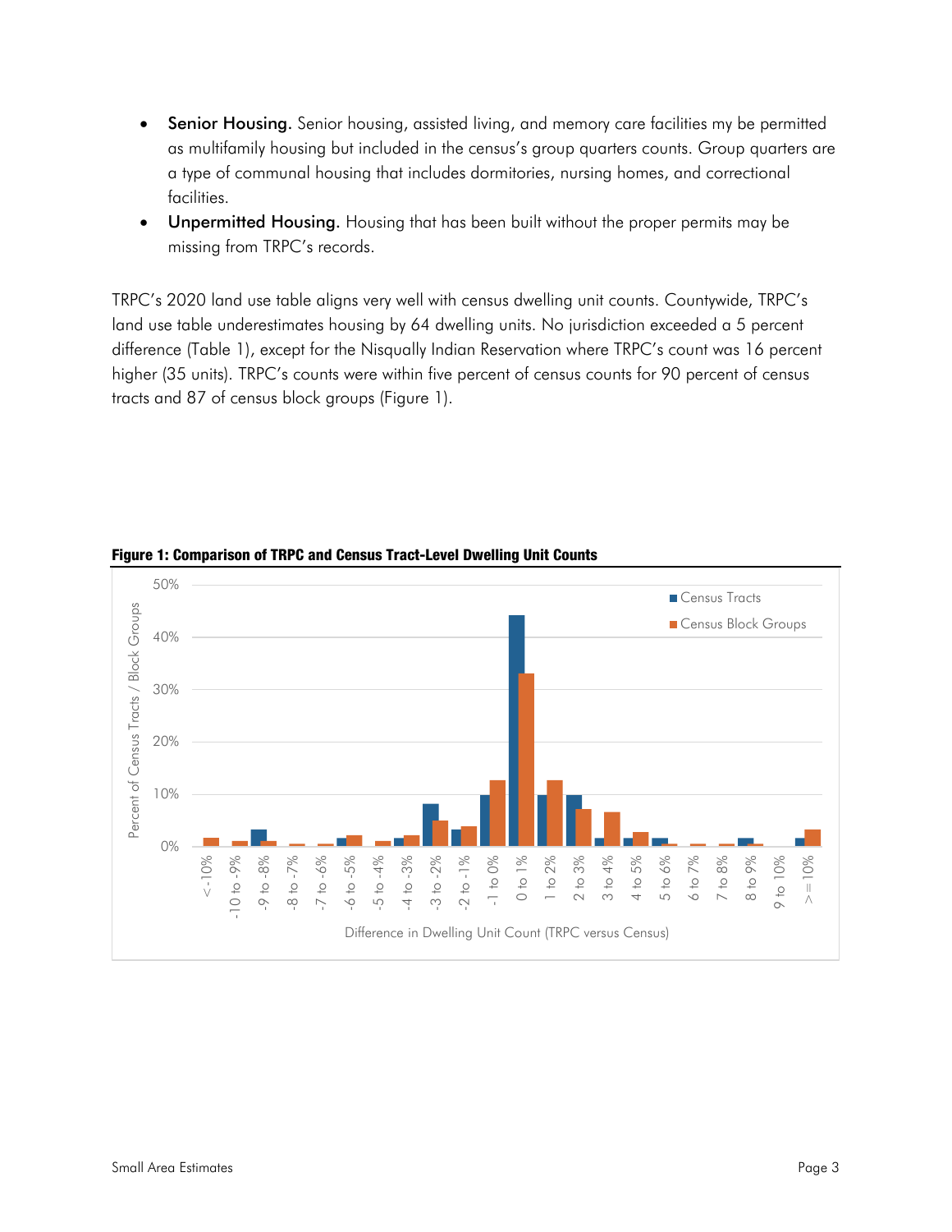- **Senior Housing.** Senior housing, assisted living, and memory care facilities my be permitted as multifamily housing but included in the census's group quarters counts. Group quarters are a type of communal housing that includes dormitories, nursing homes, and correctional facilities.
- **Unpermitted Housing.** Housing that has been built without the proper permits may be missing from TRPC's records.

TRPC's 2020 land use table aligns very well with census dwelling unit counts. Countywide, TRPC's land use table underestimates housing by 64 dwelling units. No jurisdiction exceeded a 5 percent difference (Table 1), except for the Nisqually Indian Reservation where TRPC's count was 16 percent higher (35 units). TRPC's counts were within five percent of census counts for 90 percent of census tracts and 87 of census block groups (Figure 1).

**Figure 1: Comparison of TRPC and Census Tract-Level Dwelling Unit Counts**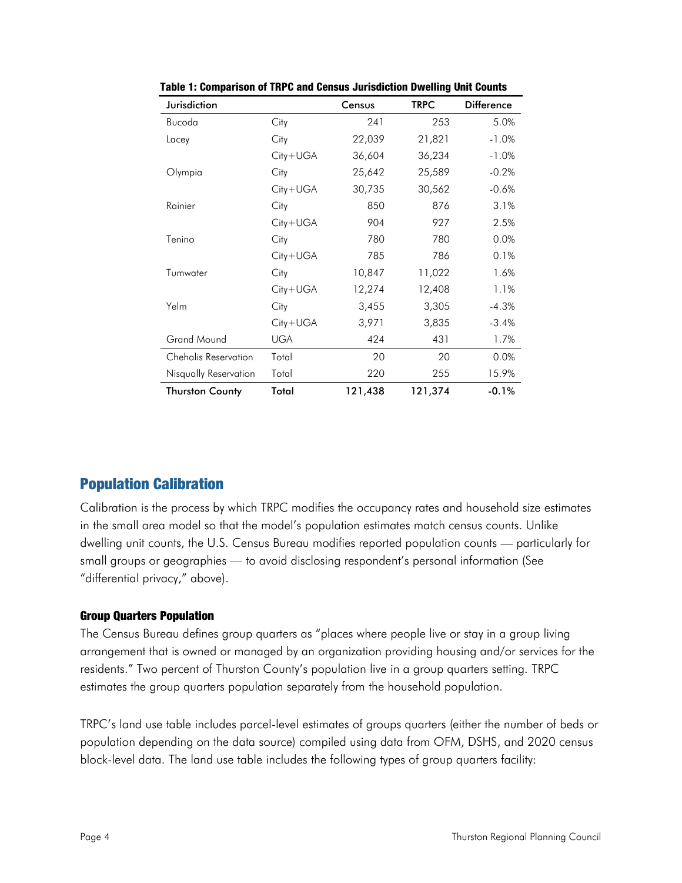**Table 1: Comparison of TRPC and Census Jurisdiction Dwelling Unit Counts**

| Jurisdiction | | Census | TRPC | Difference |
|---|---|---|---|---|
| Bucoda | City | 241 | 253 | 5.0% |
| Lacey | City | 22,039 | 21,821 | -1.0% |
| | City+UGA | 36,604 | 36,234 | -1.0% |
| Olympia | City | 25,642 | 25,589 | -0.2% |
| | City+UGA | 30,735 | 30,562 | -0.6% |
| Rainier | City | 850 | 876 | 3.1% |
| | City+UGA | 904 | 927 | 2.5% |
| Tenino | City | 780 | 780 | 0.0% |
| | City+UGA | 785 | 786 | 0.1% |
| Tumwater | City | 10,847 | 11,022 | 1.6% |
| | City+UGA | 12,274 | 12,408 | 1.1% |
| Yelm | City | 3,455 | 3,305 | -4.3% |
| | City+UGA | 3,971 | 3,835 | -3.4% |
| Grand Mound | UGA | 424 | 431 | 1.7% |
| Chehalis Reservation | Total | 20 | 20 | 0.0% |
| Nisqually Reservation | Total | 220 | 255 | 15.9% |
| **Thurston County** | **Total** | **121,438** | **121,374** | **-0.1%** |

## Population Calibration

Calibration is the process by which TRPC modifies the occupancy rates and household size estimates in the small area model so that the model's population estimates match census counts. Unlike dwelling unit counts, the U.S. Census Bureau modifies reported population counts — particularly for small groups or geographies — to avoid disclosing respondent's personal information (See "differential privacy," above).

### Group Quarters Population

The Census Bureau defines group quarters as "places where people live or stay in a group living arrangement that is owned or managed by an organization providing housing and/or services for the residents." Two percent of Thurston County's population live in a group quarters setting. TRPC estimates the group quarters population separately from the household population.

TRPC's land use table includes parcel-level estimates of groups quarters (either the number of beds or population depending on the data source) compiled using data from OFM, DSHS, and 2020 census block-level data. The land use table includes the following types of group quarters facility: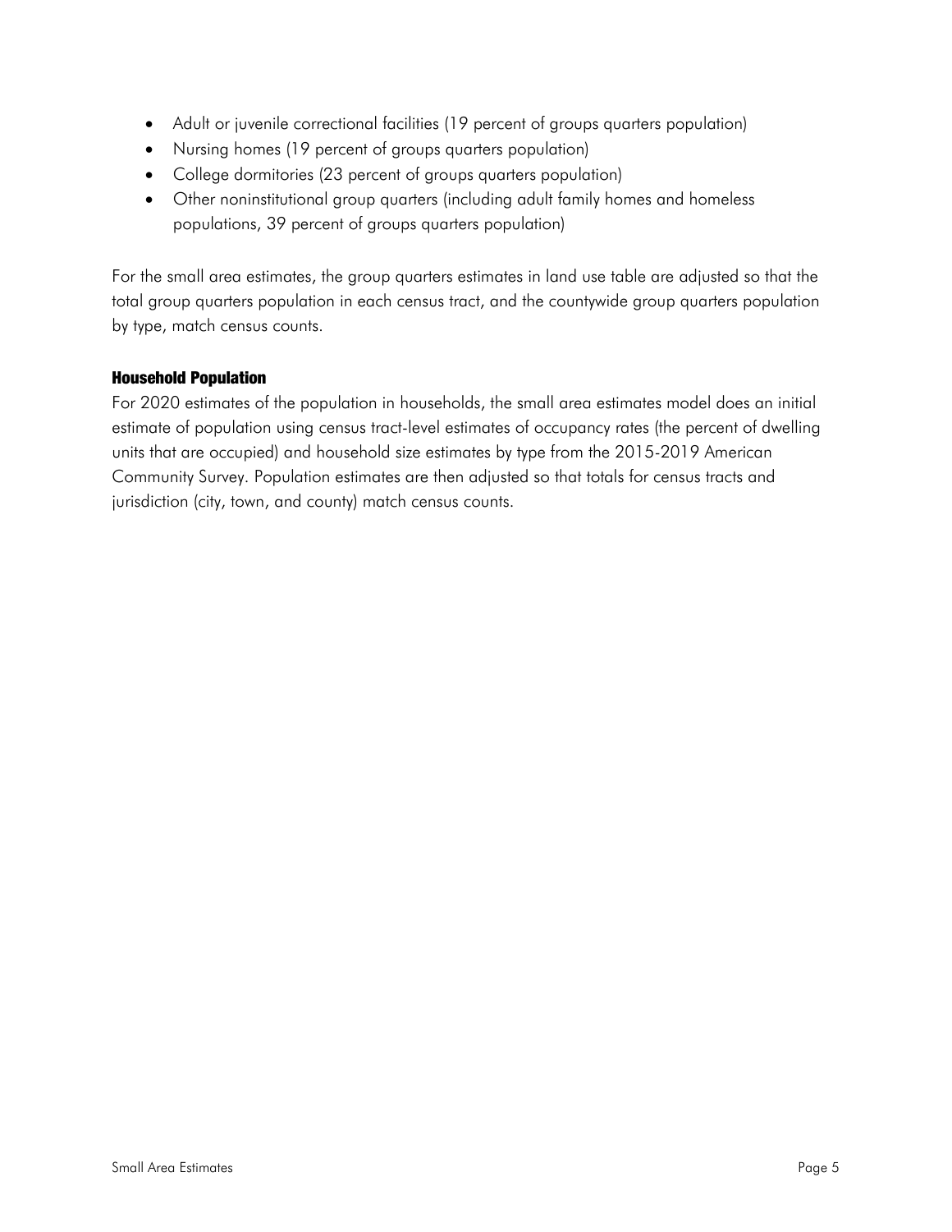- Adult or juvenile correctional facilities (19 percent of groups quarters population)
- Nursing homes (19 percent of groups quarters population)
- College dormitories (23 percent of groups quarters population)
- Other noninstitutional group quarters (including adult family homes and homeless populations, 39 percent of groups quarters population)

For the small area estimates, the group quarters estimates in land use table are adjusted so that the total group quarters population in each census tract, and the countywide group quarters population by type, match census counts.

### Household Population

For 2020 estimates of the population in households, the small area estimates model does an initial estimate of population using census tract-level estimates of occupancy rates (the percent of dwelling units that are occupied) and household size estimates by type from the 2015-2019 American Community Survey. Population estimates are then adjusted so that totals for census tracts and jurisdiction (city, town, and county) match census counts.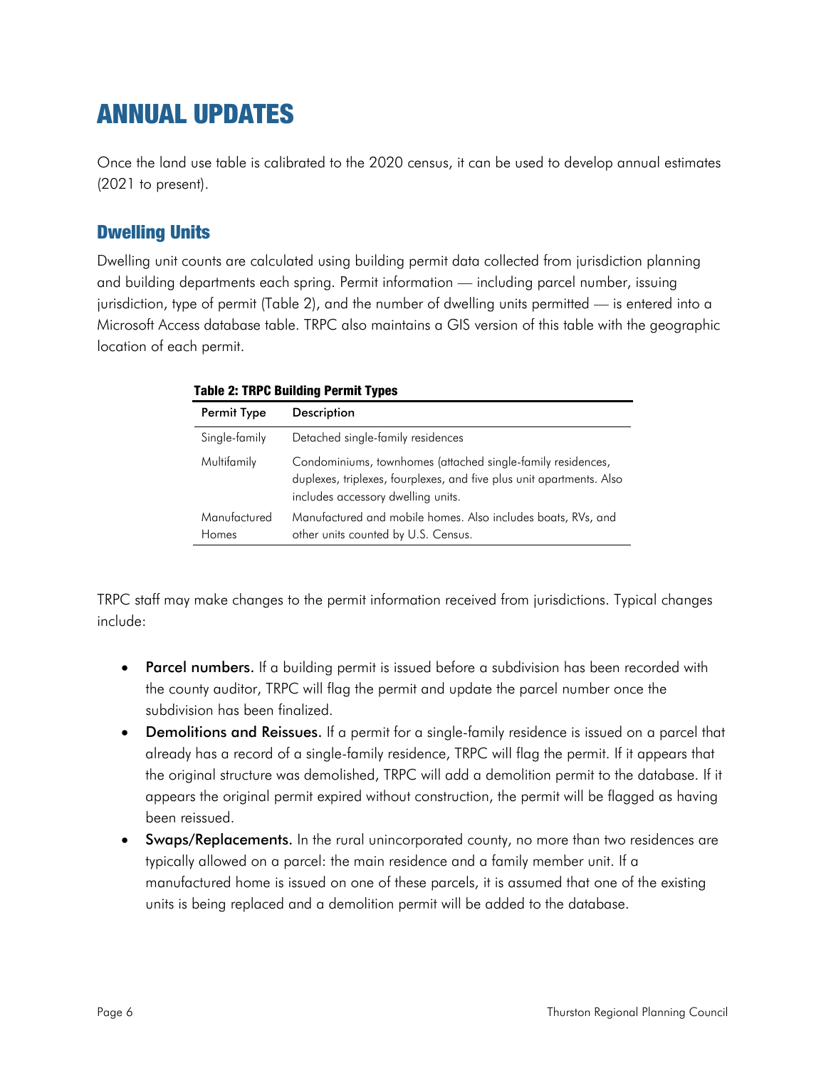# ANNUAL UPDATES

Once the land use table is calibrated to the 2020 census, it can be used to develop annual estimates (2021 to present).

## Dwelling Units

Dwelling unit counts are calculated using building permit data collected from jurisdiction planning and building departments each spring. Permit information — including parcel number, issuing jurisdiction, type of permit (Table 2), and the number of dwelling units permitted — is entered into a Microsoft Access database table. TRPC also maintains a GIS version of this table with the geographic location of each permit.

**Table 2: TRPC Building Permit Types**

| Permit Type | Description |
|---|---|
| Single-family | Detached single-family residences |
| Multifamily | Condominiums, townhomes (attached single-family residences, duplexes, triplexes, fourplexes, and five plus unit apartments. Also includes accessory dwelling units. |
| Manufactured Homes | Manufactured and mobile homes. Also includes boats, RVs, and other units counted by U.S. Census. |

TRPC staff may make changes to the permit information received from jurisdictions. Typical changes include:

- **Parcel numbers.** If a building permit is issued before a subdivision has been recorded with the county auditor, TRPC will flag the permit and update the parcel number once the subdivision has been finalized.
- **Demolitions and Reissues.** If a permit for a single-family residence is issued on a parcel that already has a record of a single-family residence, TRPC will flag the permit. If it appears that the original structure was demolished, TRPC will add a demolition permit to the database. If it appears the original permit expired without construction, the permit will be flagged as having been reissued.
- **Swaps/Replacements.** In the rural unincorporated county, no more than two residences are typically allowed on a parcel: the main residence and a family member unit. If a manufactured home is issued on one of these parcels, it is assumed that one of the existing units is being replaced and a demolition permit will be added to the database.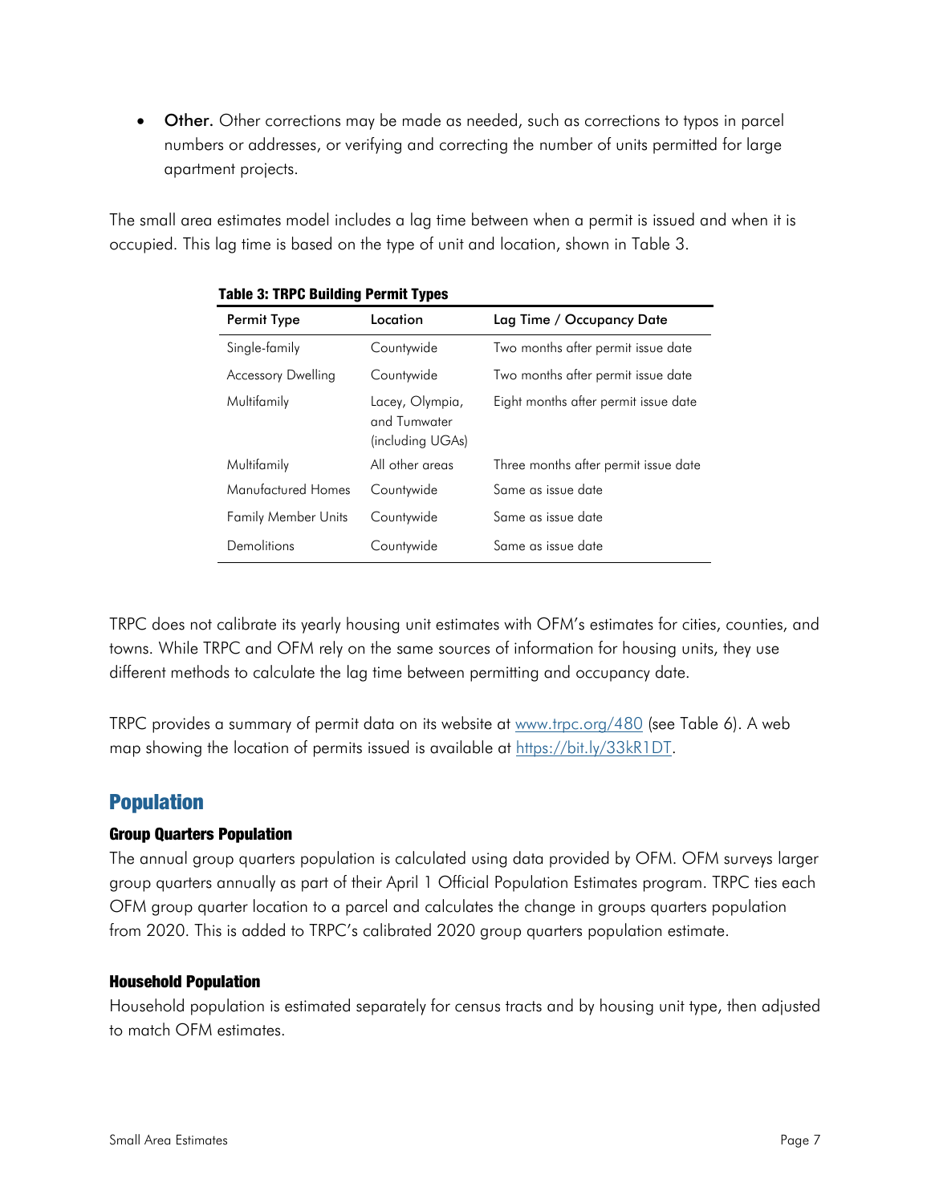- **Other.** Other corrections may be made as needed, such as corrections to typos in parcel numbers or addresses, or verifying and correcting the number of units permitted for large apartment projects.

The small area estimates model includes a lag time between when a permit is issued and when it is occupied. This lag time is based on the type of unit and location, shown in Table 3.

**Table 3: TRPC Building Permit Types**

| Permit Type | Location | Lag Time / Occupancy Date |
|---|---|---|
| Single-family | Countywide | Two months after permit issue date |
| Accessory Dwelling | Countywide | Two months after permit issue date |
| Multifamily | Lacey, Olympia, and Tumwater (including UGAs) | Eight months after permit issue date |
| Multifamily | All other areas | Three months after permit issue date |
| Manufactured Homes | Countywide | Same as issue date |
| Family Member Units | Countywide | Same as issue date |
| Demolitions | Countywide | Same as issue date |

TRPC does not calibrate its yearly housing unit estimates with OFM's estimates for cities, counties, and towns. While TRPC and OFM rely on the same sources of information for housing units, they use different methods to calculate the lag time between permitting and occupancy date.

TRPC provides a summary of permit data on its website at www.trpc.org/480 (see Table 6). A web map showing the location of permits issued is available at https://bit.ly/33kR1DT.

## Population

### Group Quarters Population

The annual group quarters population is calculated using data provided by OFM. OFM surveys larger group quarters annually as part of their April 1 Official Population Estimates program. TRPC ties each OFM group quarter location to a parcel and calculates the change in groups quarters population from 2020. This is added to TRPC's calibrated 2020 group quarters population estimate.

### Household Population

Household population is estimated separately for census tracts and by housing unit type, then adjusted to match OFM estimates.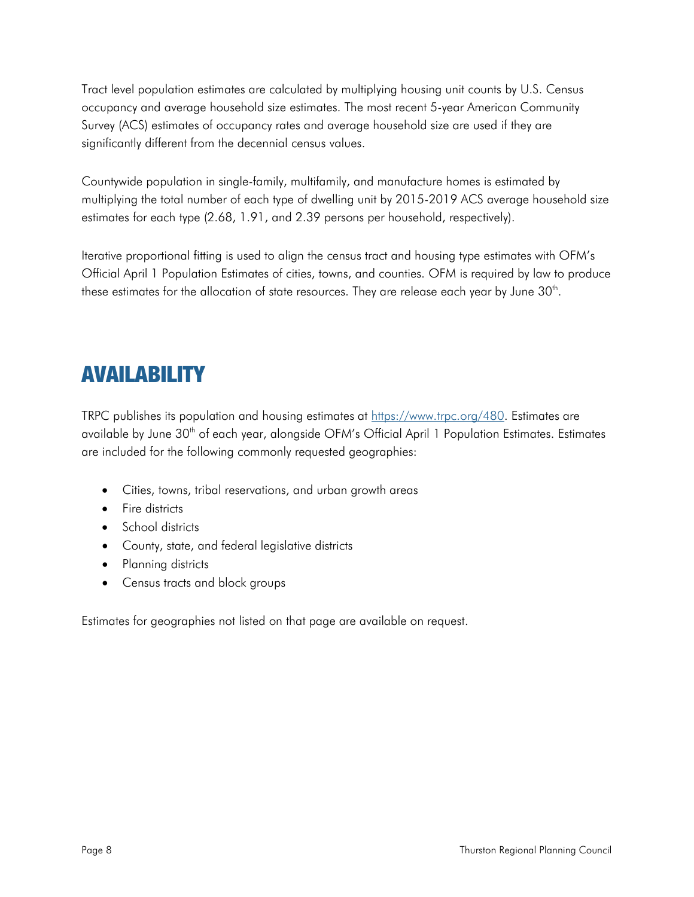Tract level population estimates are calculated by multiplying housing unit counts by U.S. Census occupancy and average household size estimates. The most recent 5-year American Community Survey (ACS) estimates of occupancy rates and average household size are used if they are significantly different from the decennial census values.

Countywide population in single-family, multifamily, and manufacture homes is estimated by multiplying the total number of each type of dwelling unit by 2015-2019 ACS average household size estimates for each type (2.68, 1.91, and 2.39 persons per household, respectively).

Iterative proportional fitting is used to align the census tract and housing type estimates with OFM's Official April 1 Population Estimates of cities, towns, and counties. OFM is required by law to produce these estimates for the allocation of state resources. They are release each year by June 30th.

# AVAILABILITY

TRPC publishes its population and housing estimates at [https://www.trpc.org/480](https://www.trpc.org/480). Estimates are available by June 30th of each year, alongside OFM's Official April 1 Population Estimates. Estimates are included for the following commonly requested geographies:

- Cities, towns, tribal reservations, and urban growth areas
- Fire districts
- School districts
- County, state, and federal legislative districts
- Planning districts
- Census tracts and block groups

Estimates for geographies not listed on that page are available on request.